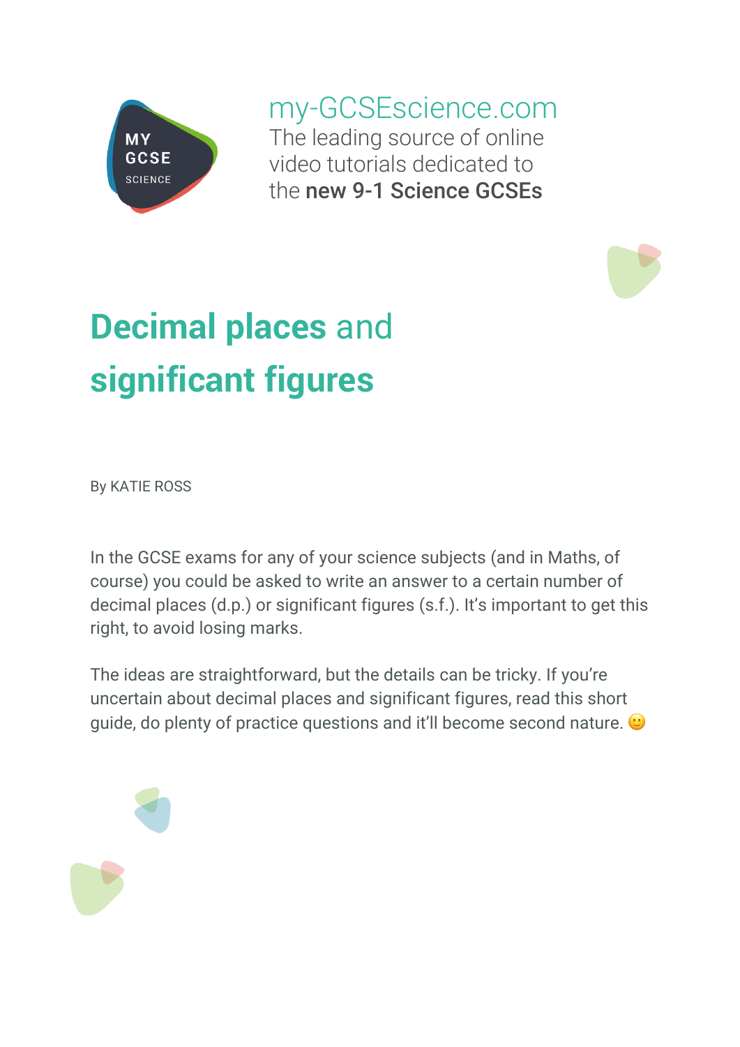my-GCSEscience.com

The leading source of online video tutorials dedicated to the **new 9-1 Science GCSEs**

# **Decimal places** and **significant figures**

By KATIE ROSS

In the GCSE exams for any of your science subjects (and in Maths, of course) you could be asked to write an answer to a certain number of decimal places (d.p.) or significant figures (s.f.). It's important to get this right, to avoid losing marks.

The ideas are straightforward, but the details can be tricky. If you're uncertain about decimal places and significant figures, read this short guide, do plenty of practice questions and it'll become second nature. 🙂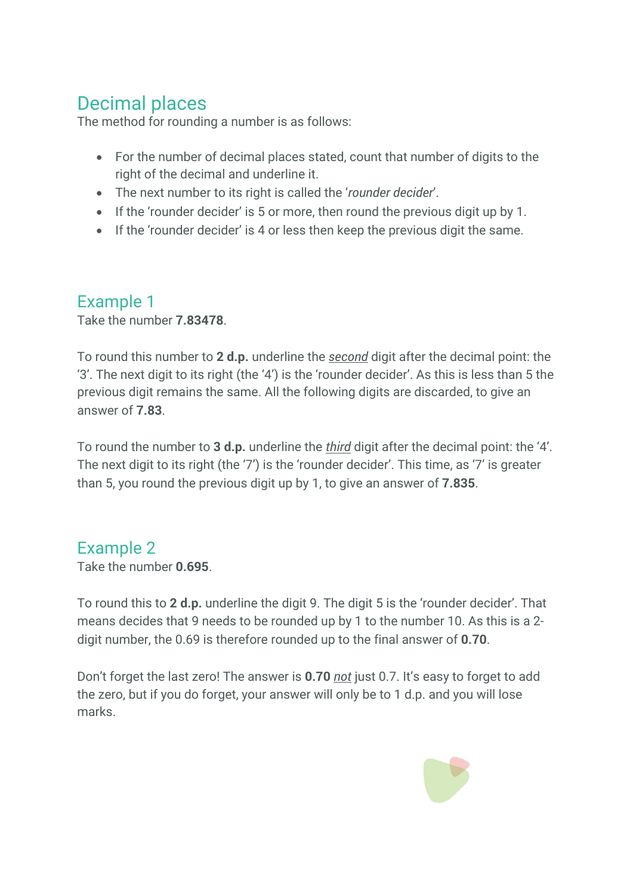## Decimal places

The method for rounding a number is as follows:

- For the number of decimal places stated, count that number of digits to the right of the decimal and underline it.
- The next number to its right is called the '*rounder decider*'.
- If the 'rounder decider' is 5 or more, then round the previous digit up by 1.
- If the 'rounder decider' is 4 or less then keep the previous digit the same.

## Example 1

Take the number **7.83478**.

To round this number to **2 d.p.** underline the *second* digit after the decimal point: the '3'. The next digit to its right (the '4') is the 'rounder decider'. As this is less than 5 the previous digit remains the same. All the following digits are discarded, to give an answer of **7.83**.

To round the number to **3 d.p.** underline the *third* digit after the decimal point: the '4'. The next digit to its right (the '7') is the 'rounder decider'. This time, as '7' is greater than 5, you round the previous digit up by 1, to give an answer of **7.835**.

## Example 2

Take the number **0.695**.

To round this to **2 d.p.** underline the digit 9. The digit 5 is the 'rounder decider'. That means decides that 9 needs to be rounded up by 1 to the number 10. As this is a 2-digit number, the 0.69 is therefore rounded up to the final answer of **0.70**.

Don't forget the last zero! The answer is **0.70** *not* just 0.7. It's easy to forget to add the zero, but if you do forget, your answer will only be to 1 d.p. and you will lose marks.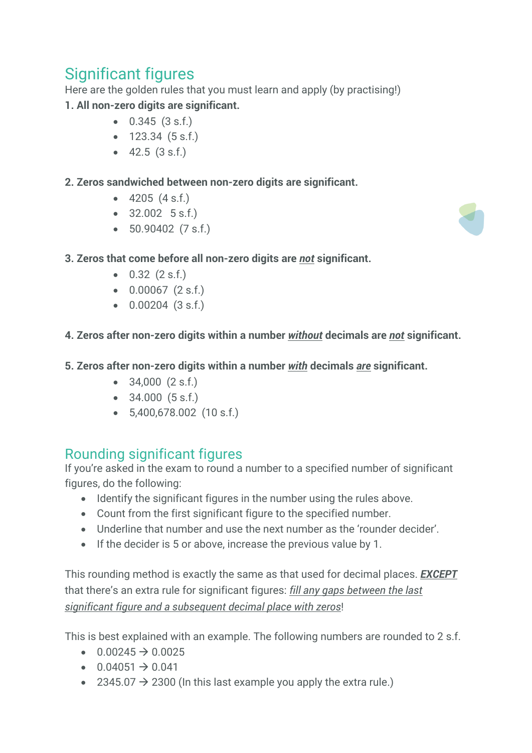## Significant figures

Here are the golden rules that you must learn and apply (by practising!)

**1. All non-zero digits are significant.**

- 0.345 (3 s.f.)
- 123.34 (5 s.f.)
- 42.5 (3 s.f.)

**2. Zeros sandwiched between non-zero digits are significant.**

- 4205 (4 s.f.)
- 32.002 5 s.f.)
- 50.90402 (7 s.f.)

**3. Zeros that come before all non-zero digits are *not* significant.**

- 0.32 (2 s.f.)
- 0.00067 (2 s.f.)
- 0.00204 (3 s.f.)

**4. Zeros after non-zero digits within a number *without* decimals are *not* significant.**

**5. Zeros after non-zero digits within a number *with* decimals *are* significant.**

- 34,000 (2 s.f.)
- 34.000 (5 s.f.)
- 5,400,678.002 (10 s.f.)

## Rounding significant figures

If you're asked in the exam to round a number to a specified number of significant figures, do the following:

- Identify the significant figures in the number using the rules above.
- Count from the first significant figure to the specified number.
- Underline that number and use the next number as the 'rounder decider'.
- If the decider is 5 or above, increase the previous value by 1.

This rounding method is exactly the same as that used for decimal places. ***EXCEPT*** that there's an extra rule for significant figures: *fill any gaps between the last significant figure and a subsequent decimal place with zeros*!

This is best explained with an example. The following numbers are rounded to 2 s.f.

- 0.00245 → 0.0025
- 0.04051 → 0.041
- 2345.07 → 2300 (In this last example you apply the extra rule.)